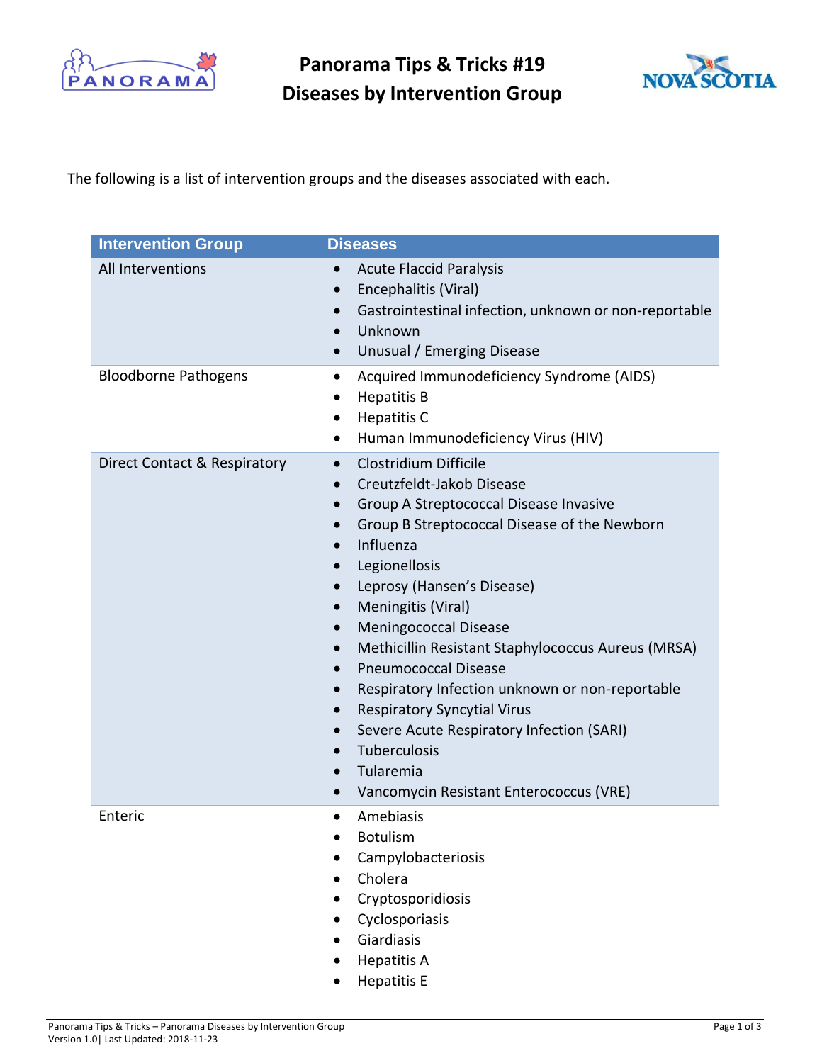# Panorama Tips & Tricks #19
# Diseases by Intervention Group

The following is a list of intervention groups and the diseases associated with each.

| Intervention Group | Diseases |
| --- | --- |
| All Interventions | • Acute Flaccid Paralysis<br>• Encephalitis (Viral)<br>• Gastrointestinal infection, unknown or non-reportable<br>• Unknown<br>• Unusual / Emerging Disease |
| Bloodborne Pathogens | • Acquired Immunodeficiency Syndrome (AIDS)<br>• Hepatitis B<br>• Hepatitis C<br>• Human Immunodeficiency Virus (HIV) |
| Direct Contact & Respiratory | • Clostridium Difficile<br>• Creutzfeldt-Jakob Disease<br>• Group A Streptococcal Disease Invasive<br>• Group B Streptococcal Disease of the Newborn<br>• Influenza<br>• Legionellosis<br>• Leprosy (Hansen's Disease)<br>• Meningitis (Viral)<br>• Meningococcal Disease<br>• Methicillin Resistant Staphylococcus Aureus (MRSA)<br>• Pneumococcal Disease<br>• Respiratory Infection unknown or non-reportable<br>• Respiratory Syncytial Virus<br>• Severe Acute Respiratory Infection (SARI)<br>• Tuberculosis<br>• Tularemia<br>• Vancomycin Resistant Enterococcus (VRE) |
| Enteric | • Amebiasis<br>• Botulism<br>• Campylobacteriosis<br>• Cholera<br>• Cryptosporidiosis<br>• Cyclosporiasis<br>• Giardiasis<br>• Hepatitis A<br>• Hepatitis E |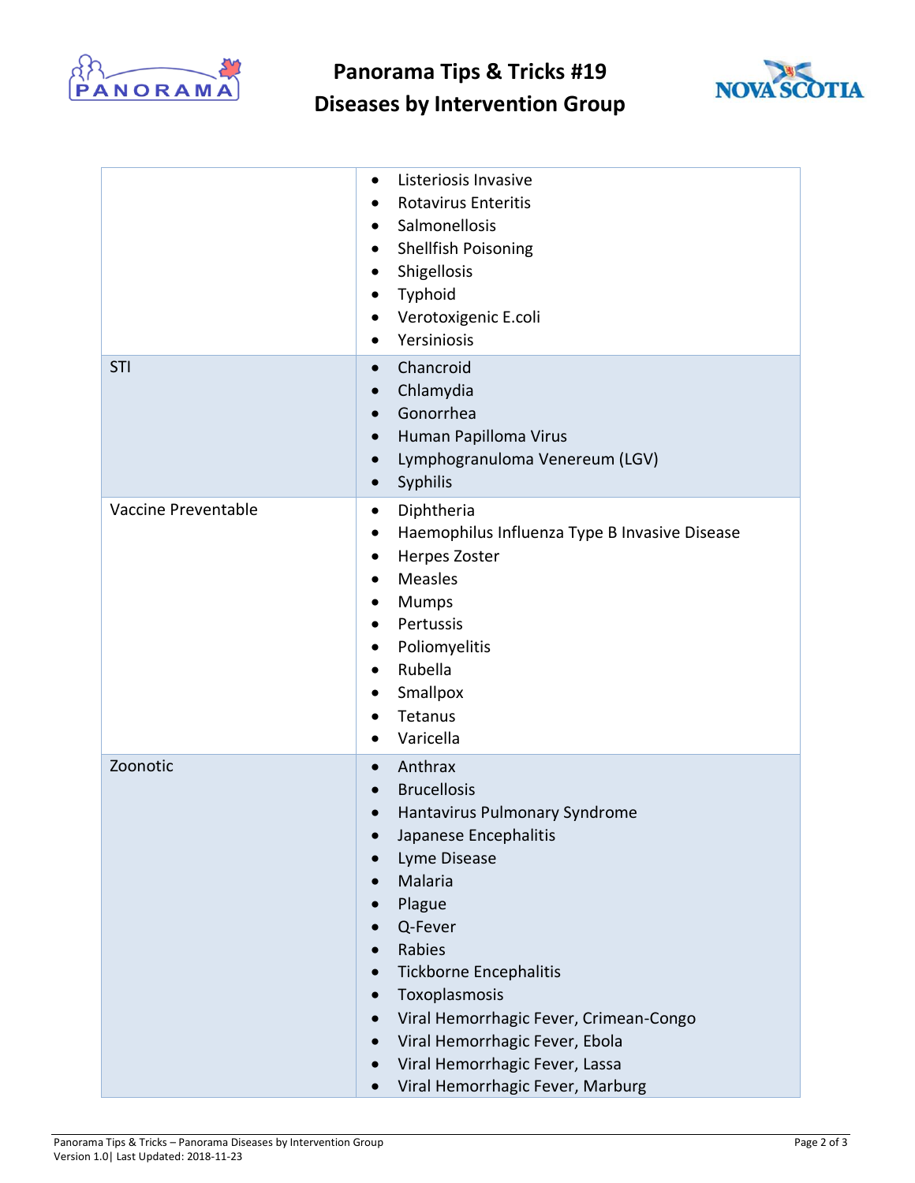| | |
|---|---|
| | • Listeriosis Invasive<br>• Rotavirus Enteritis<br>• Salmonellosis<br>• Shellfish Poisoning<br>• Shigellosis<br>• Typhoid<br>• Verotoxigenic E.coli<br>• Yersiniosis |
| STI | • Chancroid<br>• Chlamydia<br>• Gonorrhea<br>• Human Papilloma Virus<br>• Lymphogranuloma Venereum (LGV)<br>• Syphilis |
| Vaccine Preventable | • Diphtheria<br>• Haemophilus Influenza Type B Invasive Disease<br>• Herpes Zoster<br>• Measles<br>• Mumps<br>• Pertussis<br>• Poliomyelitis<br>• Rubella<br>• Smallpox<br>• Tetanus<br>• Varicella |
| Zoonotic | • Anthrax<br>• Brucellosis<br>• Hantavirus Pulmonary Syndrome<br>• Japanese Encephalitis<br>• Lyme Disease<br>• Malaria<br>• Plague<br>• Q-Fever<br>• Rabies<br>• Tickborne Encephalitis<br>• Toxoplasmosis<br>• Viral Hemorrhagic Fever, Crimean-Congo<br>• Viral Hemorrhagic Fever, Ebola<br>• Viral Hemorrhagic Fever, Lassa<br>• Viral Hemorrhagic Fever, Marburg |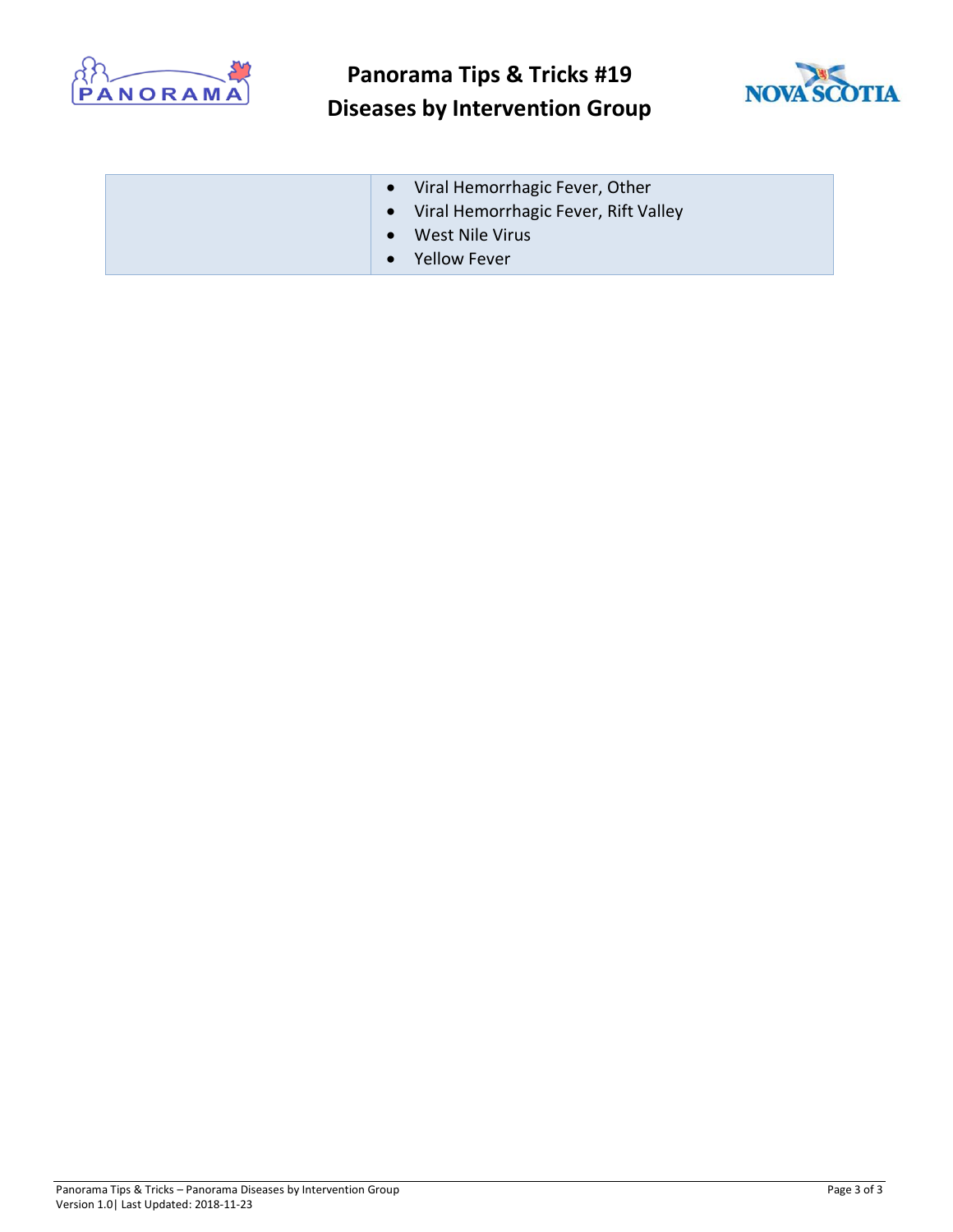| | |
|---|---|
| | • Viral Hemorrhagic Fever, Other<br>• Viral Hemorrhagic Fever, Rift Valley<br>• West Nile Virus<br>• Yellow Fever |